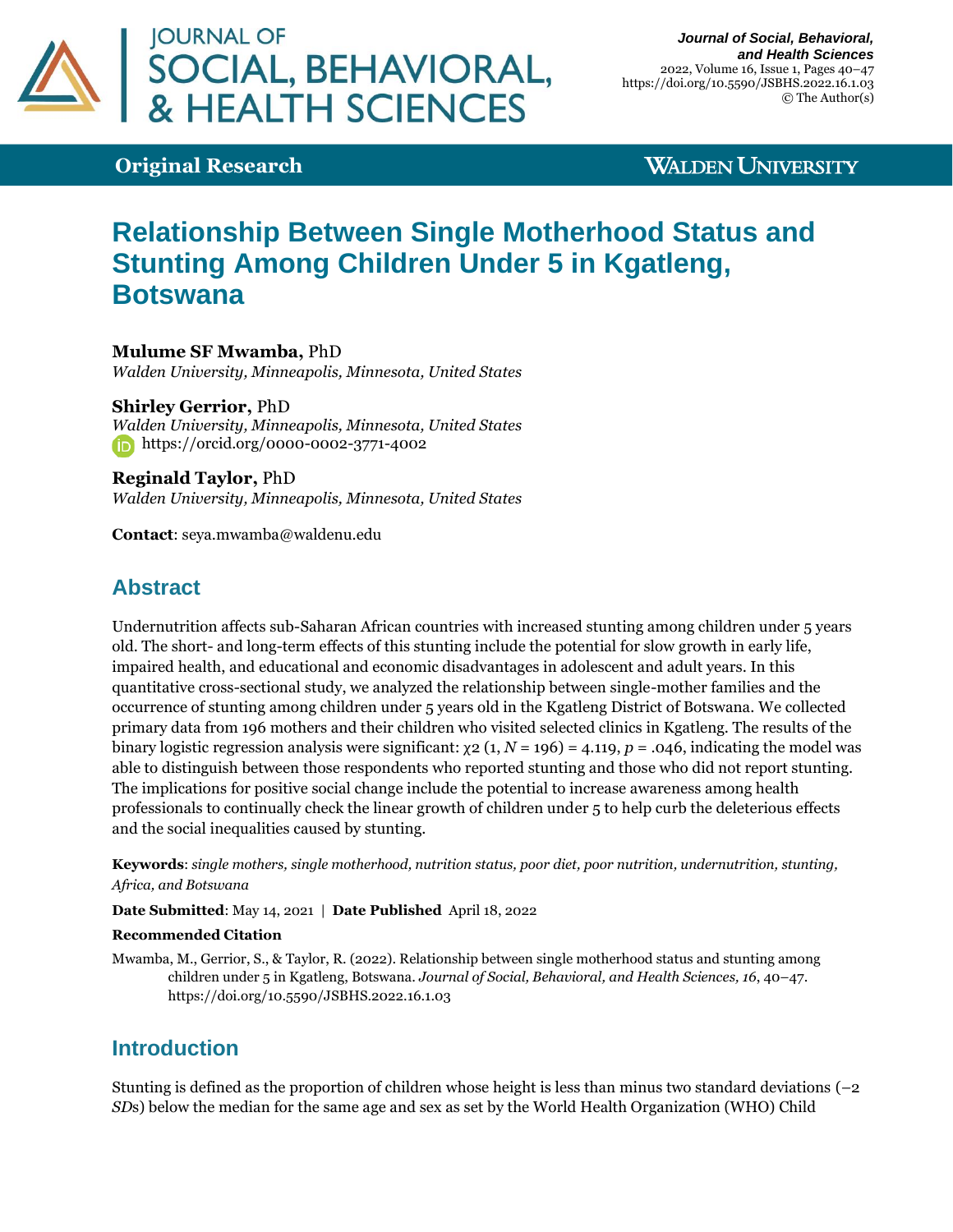**Original Research**

# Relationship Between Single Motherhood Status and Stunting Among Children Under 5 in Kgatleng, Botswana

**Mulume SF Mwamba,** PhD
*Walden University, Minneapolis, Minnesota, United States*

**Shirley Gerrior,** PhD
*Walden University, Minneapolis, Minnesota, United States*
https://orcid.org/0000-0002-3771-4002

**Reginald Taylor,** PhD
*Walden University, Minneapolis, Minnesota, United States*

**Contact**: seya.mwamba@waldenu.edu

## Abstract

Undernutrition affects sub-Saharan African countries with increased stunting among children under 5 years old. The short- and long-term effects of this stunting include the potential for slow growth in early life, impaired health, and educational and economic disadvantages in adolescent and adult years. In this quantitative cross-sectional study, we analyzed the relationship between single-mother families and the occurrence of stunting among children under 5 years old in the Kgatleng District of Botswana. We collected primary data from 196 mothers and their children who visited selected clinics in Kgatleng. The results of the binary logistic regression analysis were significant: $\chi2$ (1, $N$ = 196) = 4.119, $p$ = .046, indicating the model was able to distinguish between those respondents who reported stunting and those who did not report stunting. The implications for positive social change include the potential to increase awareness among health professionals to continually check the linear growth of children under 5 to help curb the deleterious effects and the social inequalities caused by stunting.

**Keywords**: *single mothers, single motherhood, nutrition status, poor diet, poor nutrition, undernutrition, stunting, Africa, and Botswana*

**Date Submitted**: May 14, 2021 | **Date Published** April 18, 2022

**Recommended Citation**

Mwamba, M., Gerrior, S., & Taylor, R. (2022). Relationship between single motherhood status and stunting among children under 5 in Kgatleng, Botswana. *Journal of Social, Behavioral, and Health Sciences, 16*, 40–47. https://doi.org/10.5590/JSBHS.2022.16.1.03

## Introduction

Stunting is defined as the proportion of children whose height is less than minus two standard deviations (−2 *SD*s) below the median for the same age and sex as set by the World Health Organization (WHO) Child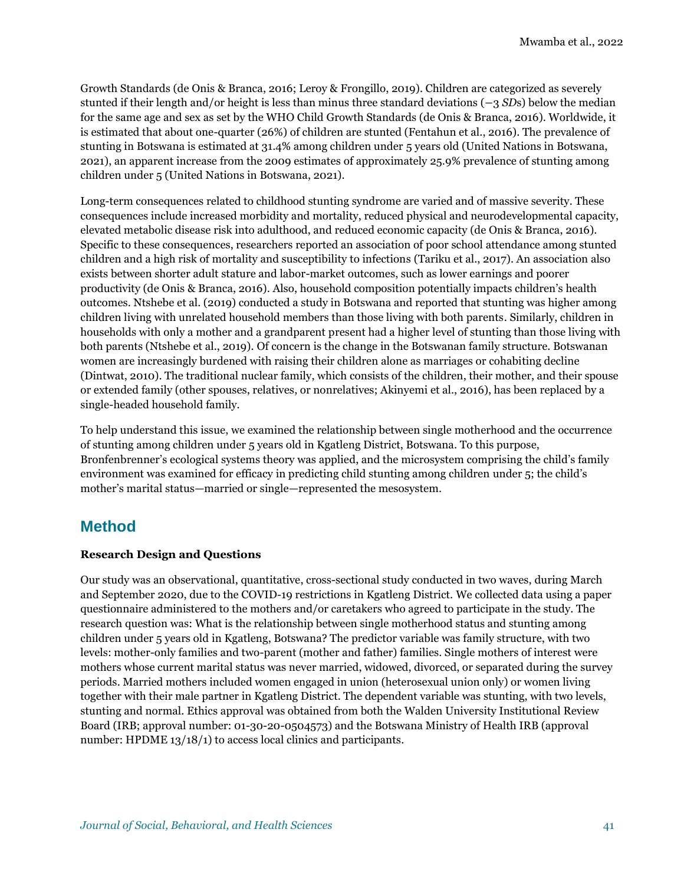Growth Standards (de Onis & Branca, 2016; Leroy & Frongillo, 2019). Children are categorized as severely stunted if their length and/or height is less than minus three standard deviations (−3 *SD*s) below the median for the same age and sex as set by the WHO Child Growth Standards (de Onis & Branca, 2016). Worldwide, it is estimated that about one-quarter (26%) of children are stunted (Fentahun et al., 2016). The prevalence of stunting in Botswana is estimated at 31.4% among children under 5 years old (United Nations in Botswana, 2021), an apparent increase from the 2009 estimates of approximately 25.9% prevalence of stunting among children under 5 (United Nations in Botswana, 2021).

Long-term consequences related to childhood stunting syndrome are varied and of massive severity. These consequences include increased morbidity and mortality, reduced physical and neurodevelopmental capacity, elevated metabolic disease risk into adulthood, and reduced economic capacity (de Onis & Branca, 2016). Specific to these consequences, researchers reported an association of poor school attendance among stunted children and a high risk of mortality and susceptibility to infections (Tariku et al., 2017). An association also exists between shorter adult stature and labor-market outcomes, such as lower earnings and poorer productivity (de Onis & Branca, 2016). Also, household composition potentially impacts children's health outcomes. Ntshebe et al. (2019) conducted a study in Botswana and reported that stunting was higher among children living with unrelated household members than those living with both parents. Similarly, children in households with only a mother and a grandparent present had a higher level of stunting than those living with both parents (Ntshebe et al., 2019). Of concern is the change in the Botswanan family structure. Botswanan women are increasingly burdened with raising their children alone as marriages or cohabiting decline (Dintwat, 2010). The traditional nuclear family, which consists of the children, their mother, and their spouse or extended family (other spouses, relatives, or nonrelatives; Akinyemi et al., 2016), has been replaced by a single-headed household family.

To help understand this issue, we examined the relationship between single motherhood and the occurrence of stunting among children under 5 years old in Kgatleng District, Botswana. To this purpose, Bronfenbrenner's ecological systems theory was applied, and the microsystem comprising the child's family environment was examined for efficacy in predicting child stunting among children under 5; the child's mother's marital status—married or single—represented the mesosystem.

## Method

**Research Design and Questions**

Our study was an observational, quantitative, cross-sectional study conducted in two waves, during March and September 2020, due to the COVID-19 restrictions in Kgatleng District. We collected data using a paper questionnaire administered to the mothers and/or caretakers who agreed to participate in the study. The research question was: What is the relationship between single motherhood status and stunting among children under 5 years old in Kgatleng, Botswana? The predictor variable was family structure, with two levels: mother-only families and two-parent (mother and father) families. Single mothers of interest were mothers whose current marital status was never married, widowed, divorced, or separated during the survey periods. Married mothers included women engaged in union (heterosexual union only) or women living together with their male partner in Kgatleng District. The dependent variable was stunting, with two levels, stunting and normal. Ethics approval was obtained from both the Walden University Institutional Review Board (IRB; approval number: 01-30-20-0504573) and the Botswana Ministry of Health IRB (approval number: HPDME 13/18/1) to access local clinics and participants.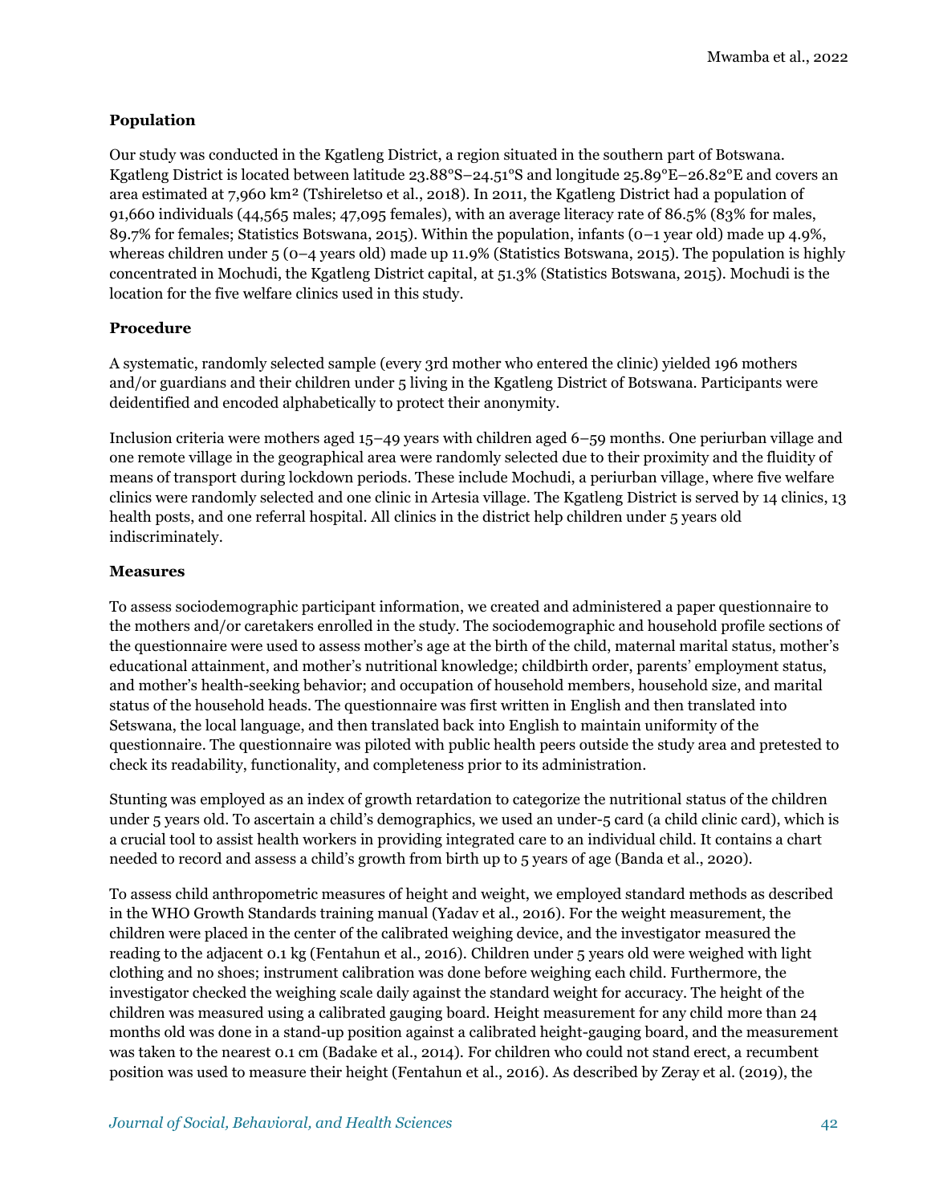## Population

Our study was conducted in the Kgatleng District, a region situated in the southern part of Botswana. Kgatleng District is located between latitude 23.88°S–24.51°S and longitude 25.89°E–26.82°E and covers an area estimated at 7,960 km² (Tshireletso et al., 2018). In 2011, the Kgatleng District had a population of 91,660 individuals (44,565 males; 47,095 females), with an average literacy rate of 86.5% (83% for males, 89.7% for females; Statistics Botswana, 2015). Within the population, infants (0–1 year old) made up 4.9%, whereas children under 5 (0–4 years old) made up 11.9% (Statistics Botswana, 2015). The population is highly concentrated in Mochudi, the Kgatleng District capital, at 51.3% (Statistics Botswana, 2015). Mochudi is the location for the five welfare clinics used in this study.

## Procedure

A systematic, randomly selected sample (every 3rd mother who entered the clinic) yielded 196 mothers and/or guardians and their children under 5 living in the Kgatleng District of Botswana. Participants were deidentified and encoded alphabetically to protect their anonymity.

Inclusion criteria were mothers aged 15–49 years with children aged 6–59 months. One periurban village and one remote village in the geographical area were randomly selected due to their proximity and the fluidity of means of transport during lockdown periods. These include Mochudi, a periurban village, where five welfare clinics were randomly selected and one clinic in Artesia village. The Kgatleng District is served by 14 clinics, 13 health posts, and one referral hospital. All clinics in the district help children under 5 years old indiscriminately.

## Measures

To assess sociodemographic participant information, we created and administered a paper questionnaire to the mothers and/or caretakers enrolled in the study. The sociodemographic and household profile sections of the questionnaire were used to assess mother's age at the birth of the child, maternal marital status, mother's educational attainment, and mother's nutritional knowledge; childbirth order, parents' employment status, and mother's health-seeking behavior; and occupation of household members, household size, and marital status of the household heads. The questionnaire was first written in English and then translated into Setswana, the local language, and then translated back into English to maintain uniformity of the questionnaire. The questionnaire was piloted with public health peers outside the study area and pretested to check its readability, functionality, and completeness prior to its administration.

Stunting was employed as an index of growth retardation to categorize the nutritional status of the children under 5 years old. To ascertain a child's demographics, we used an under-5 card (a child clinic card), which is a crucial tool to assist health workers in providing integrated care to an individual child. It contains a chart needed to record and assess a child's growth from birth up to 5 years of age (Banda et al., 2020).

To assess child anthropometric measures of height and weight, we employed standard methods as described in the WHO Growth Standards training manual (Yadav et al., 2016). For the weight measurement, the children were placed in the center of the calibrated weighing device, and the investigator measured the reading to the adjacent 0.1 kg (Fentahun et al., 2016). Children under 5 years old were weighed with light clothing and no shoes; instrument calibration was done before weighing each child. Furthermore, the investigator checked the weighing scale daily against the standard weight for accuracy. The height of the children was measured using a calibrated gauging board. Height measurement for any child more than 24 months old was done in a stand-up position against a calibrated height-gauging board, and the measurement was taken to the nearest 0.1 cm (Badake et al., 2014). For children who could not stand erect, a recumbent position was used to measure their height (Fentahun et al., 2016). As described by Zeray et al. (2019), the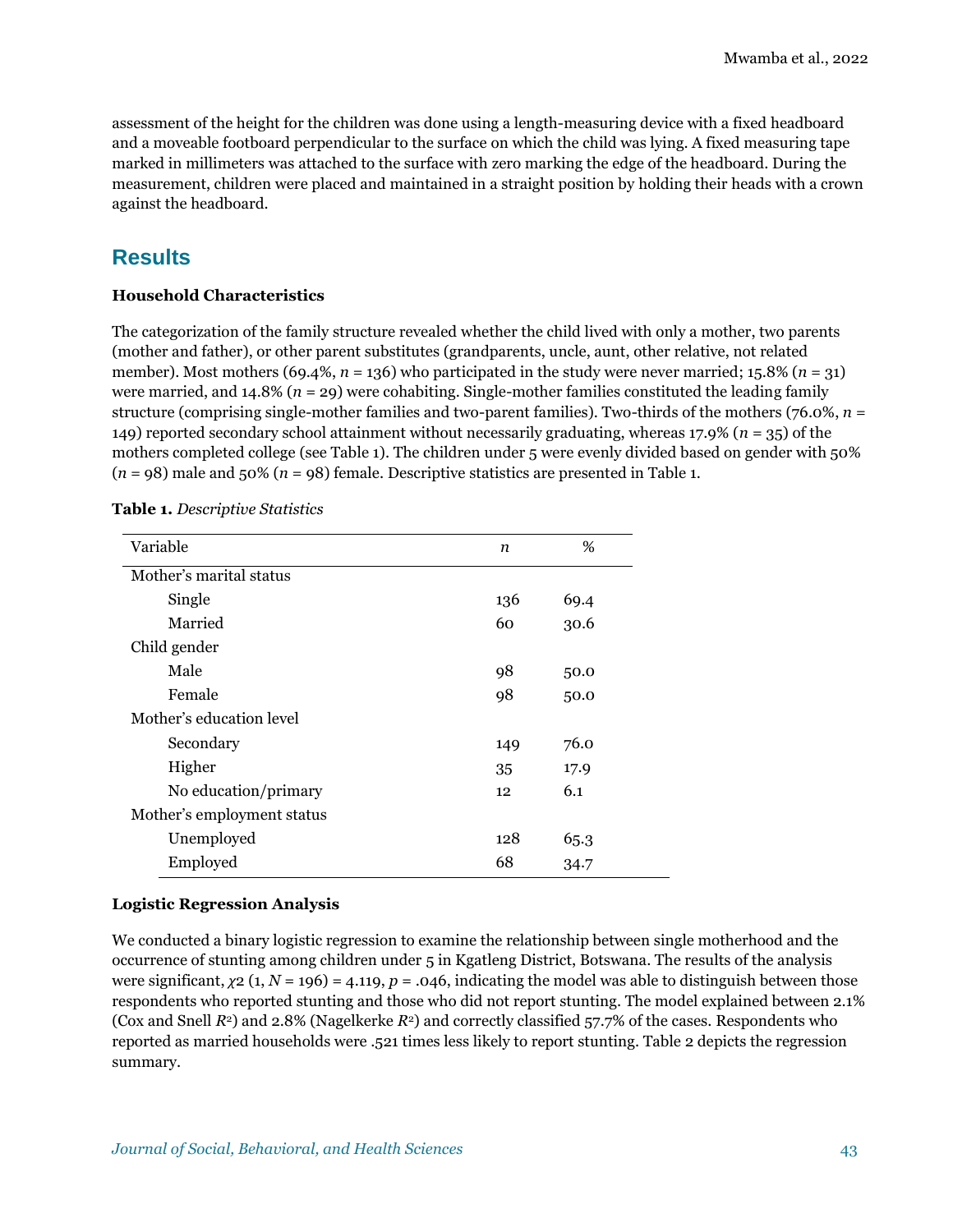assessment of the height for the children was done using a length-measuring device with a fixed headboard and a moveable footboard perpendicular to the surface on which the child was lying. A fixed measuring tape marked in millimeters was attached to the surface with zero marking the edge of the headboard. During the measurement, children were placed and maintained in a straight position by holding their heads with a crown against the headboard.

## Results

### Household Characteristics

The categorization of the family structure revealed whether the child lived with only a mother, two parents (mother and father), or other parent substitutes (grandparents, uncle, aunt, other relative, not related member). Most mothers (69.4%, $n$ = 136) who participated in the study were never married; 15.8% ($n$ = 31) were married, and 14.8% ($n$ = 29) were cohabiting. Single-mother families constituted the leading family structure (comprising single-mother families and two-parent families). Two-thirds of the mothers (76.0%, $n$ = 149) reported secondary school attainment without necessarily graduating, whereas 17.9% ($n$ = 35) of the mothers completed college (see Table 1). The children under 5 were evenly divided based on gender with 50% ($n$ = 98) male and 50% ($n$ = 98) female. Descriptive statistics are presented in Table 1.

**Table 1.** *Descriptive Statistics*

| Variable | $n$ | % |
|---|---|---|
| Mother's marital status | | |
| Single | 136 | 69.4 |
| Married | 60 | 30.6 |
| Child gender | | |
| Male | 98 | 50.0 |
| Female | 98 | 50.0 |
| Mother's education level | | |
| Secondary | 149 | 76.0 |
| Higher | 35 | 17.9 |
| No education/primary | 12 | 6.1 |
| Mother's employment status | | |
| Unemployed | 128 | 65.3 |
| Employed | 68 | 34.7 |

### Logistic Regression Analysis

We conducted a binary logistic regression to examine the relationship between single motherhood and the occurrence of stunting among children under 5 in Kgatleng District, Botswana. The results of the analysis were significant, $\chi 2$ (1, $N$ = 196) = 4.119, $p$ = .046, indicating the model was able to distinguish between those respondents who reported stunting and those who did not report stunting. The model explained between 2.1% (Cox and Snell $R^2$) and 2.8% (Nagelkerke $R^2$) and correctly classified 57.7% of the cases. Respondents who reported as married households were .521 times less likely to report stunting. Table 2 depicts the regression summary.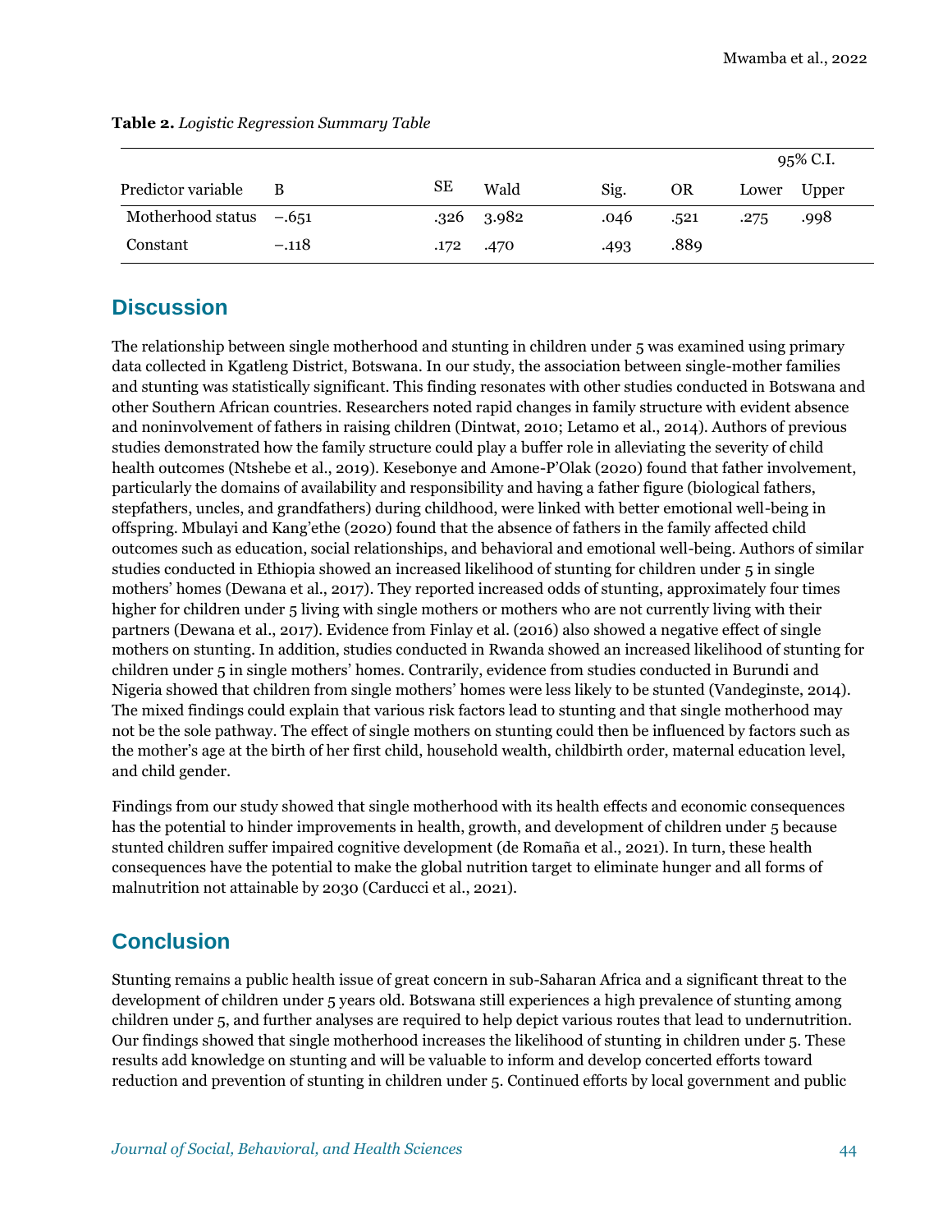**Table 2.** *Logistic Regression Summary Table*

| Predictor variable | B | SE | Wald | Sig. | OR | 95% C.I. Lower | 95% C.I. Upper |
|---|---|---|---|---|---|---|---|
| Motherhood status | −.651 | .326 | 3.982 | .046 | .521 | .275 | .998 |
| Constant | −.118 | .172 | .470 | .493 | .889 | | |

## Discussion

The relationship between single motherhood and stunting in children under 5 was examined using primary data collected in Kgatleng District, Botswana. In our study, the association between single-mother families and stunting was statistically significant. This finding resonates with other studies conducted in Botswana and other Southern African countries. Researchers noted rapid changes in family structure with evident absence and noninvolvement of fathers in raising children (Dintwat, 2010; Letamo et al., 2014). Authors of previous studies demonstrated how the family structure could play a buffer role in alleviating the severity of child health outcomes (Ntshebe et al., 2019). Kesebonye and Amone-P'Olak (2020) found that father involvement, particularly the domains of availability and responsibility and having a father figure (biological fathers, stepfathers, uncles, and grandfathers) during childhood, were linked with better emotional well-being in offspring. Mbulayi and Kang'ethe (2020) found that the absence of fathers in the family affected child outcomes such as education, social relationships, and behavioral and emotional well-being. Authors of similar studies conducted in Ethiopia showed an increased likelihood of stunting for children under 5 in single mothers' homes (Dewana et al., 2017). They reported increased odds of stunting, approximately four times higher for children under 5 living with single mothers or mothers who are not currently living with their partners (Dewana et al., 2017). Evidence from Finlay et al. (2016) also showed a negative effect of single mothers on stunting. In addition, studies conducted in Rwanda showed an increased likelihood of stunting for children under 5 in single mothers' homes. Contrarily, evidence from studies conducted in Burundi and Nigeria showed that children from single mothers' homes were less likely to be stunted (Vandeginste, 2014). The mixed findings could explain that various risk factors lead to stunting and that single motherhood may not be the sole pathway. The effect of single mothers on stunting could then be influenced by factors such as the mother's age at the birth of her first child, household wealth, childbirth order, maternal education level, and child gender.

Findings from our study showed that single motherhood with its health effects and economic consequences has the potential to hinder improvements in health, growth, and development of children under 5 because stunted children suffer impaired cognitive development (de Romaña et al., 2021). In turn, these health consequences have the potential to make the global nutrition target to eliminate hunger and all forms of malnutrition not attainable by 2030 (Carducci et al., 2021).

## Conclusion

Stunting remains a public health issue of great concern in sub-Saharan Africa and a significant threat to the development of children under 5 years old. Botswana still experiences a high prevalence of stunting among children under 5, and further analyses are required to help depict various routes that lead to undernutrition. Our findings showed that single motherhood increases the likelihood of stunting in children under 5. These results add knowledge on stunting and will be valuable to inform and develop concerted efforts toward reduction and prevention of stunting in children under 5. Continued efforts by local government and public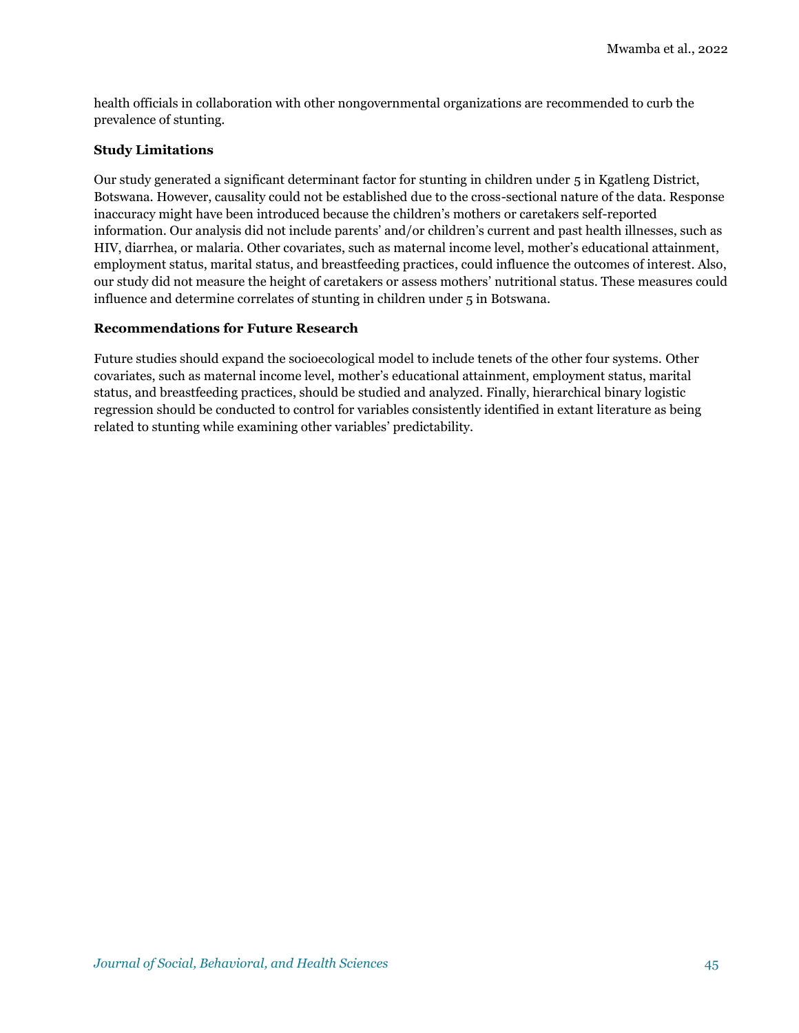health officials in collaboration with other nongovernmental organizations are recommended to curb the prevalence of stunting.

### Study Limitations

Our study generated a significant determinant factor for stunting in children under 5 in Kgatleng District, Botswana. However, causality could not be established due to the cross-sectional nature of the data. Response inaccuracy might have been introduced because the children's mothers or caretakers self-reported information. Our analysis did not include parents' and/or children's current and past health illnesses, such as HIV, diarrhea, or malaria. Other covariates, such as maternal income level, mother's educational attainment, employment status, marital status, and breastfeeding practices, could influence the outcomes of interest. Also, our study did not measure the height of caretakers or assess mothers' nutritional status. These measures could influence and determine correlates of stunting in children under 5 in Botswana.

### Recommendations for Future Research

Future studies should expand the socioecological model to include tenets of the other four systems. Other covariates, such as maternal income level, mother's educational attainment, employment status, marital status, and breastfeeding practices, should be studied and analyzed. Finally, hierarchical binary logistic regression should be conducted to control for variables consistently identified in extant literature as being related to stunting while examining other variables' predictability.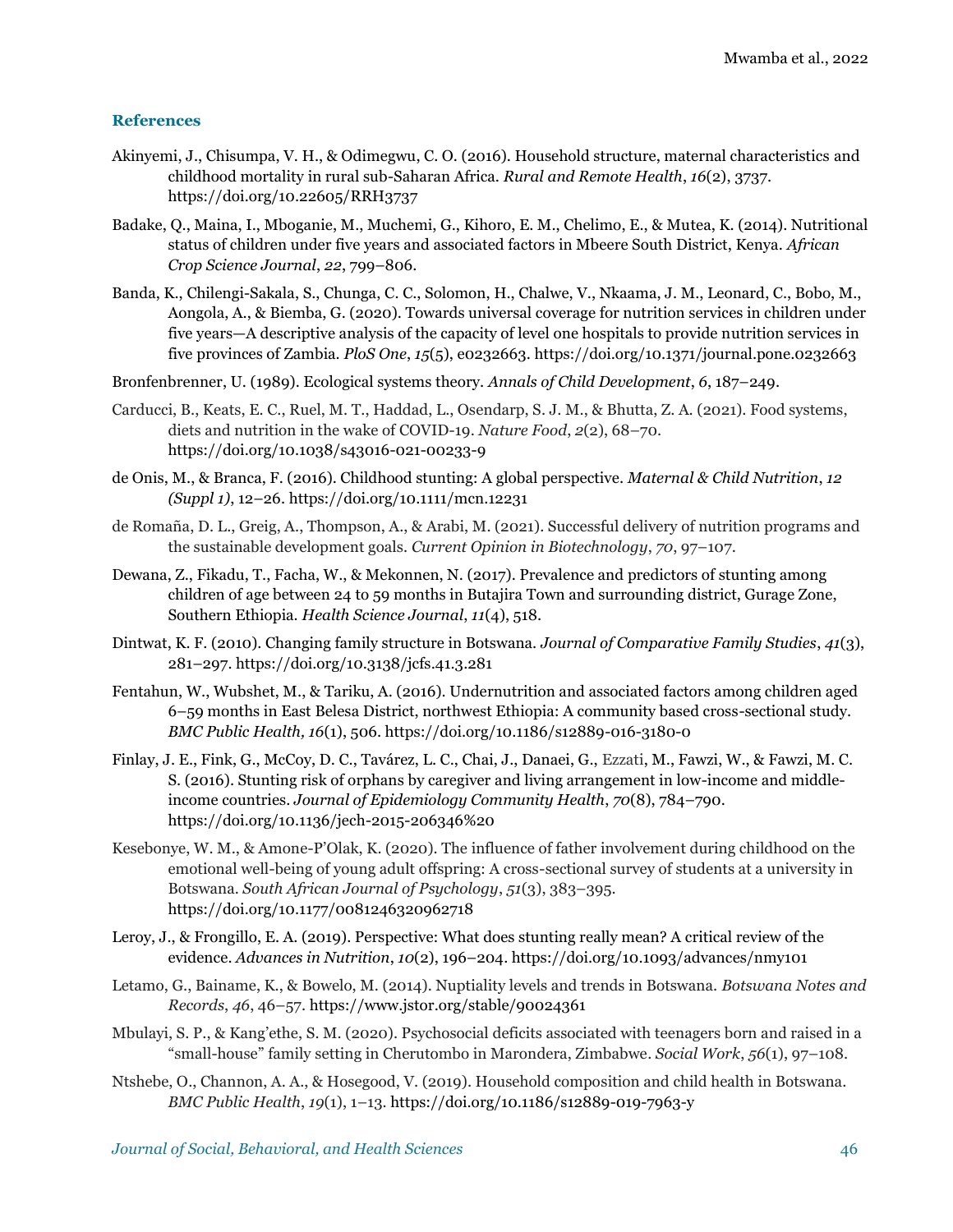## References

Akinyemi, J., Chisumpa, V. H., & Odimegwu, C. O. (2016). Household structure, maternal characteristics and childhood mortality in rural sub-Saharan Africa. *Rural and Remote Health*, *16*(2), 3737. https://doi.org/10.22605/RRH3737

Badake, Q., Maina, I., Mboganie, M., Muchemi, G., Kihoro, E. M., Chelimo, E., & Mutea, K. (2014). Nutritional status of children under five years and associated factors in Mbeere South District, Kenya. *African Crop Science Journal*, *22*, 799–806.

Banda, K., Chilengi-Sakala, S., Chunga, C. C., Solomon, H., Chalwe, V., Nkaama, J. M., Leonard, C., Bobo, M., Aongola, A., & Biemba, G. (2020). Towards universal coverage for nutrition services in children under five years—A descriptive analysis of the capacity of level one hospitals to provide nutrition services in five provinces of Zambia. *PloS One*, *15*(5), e0232663. https://doi.org/10.1371/journal.pone.0232663

Bronfenbrenner, U. (1989). Ecological systems theory. *Annals of Child Development*, *6*, 187–249.

Carducci, B., Keats, E. C., Ruel, M. T., Haddad, L., Osendarp, S. J. M., & Bhutta, Z. A. (2021). Food systems, diets and nutrition in the wake of COVID-19. *Nature Food*, *2*(2), 68–70. https://doi.org/10.1038/s43016-021-00233-9

de Onis, M., & Branca, F. (2016). Childhood stunting: A global perspective. *Maternal & Child Nutrition*, *12 (Suppl 1)*, 12–26. https://doi.org/10.1111/mcn.12231

de Romaña, D. L., Greig, A., Thompson, A., & Arabi, M. (2021). Successful delivery of nutrition programs and the sustainable development goals. *Current Opinion in Biotechnology*, *70*, 97–107.

Dewana, Z., Fikadu, T., Facha, W., & Mekonnen, N. (2017). Prevalence and predictors of stunting among children of age between 24 to 59 months in Butajira Town and surrounding district, Gurage Zone, Southern Ethiopia. *Health Science Journal*, *11*(4), 518.

Dintwat, K. F. (2010). Changing family structure in Botswana. *Journal of Comparative Family Studies*, *41*(3), 281–297. https://doi.org/10.3138/jcfs.41.3.281

Fentahun, W., Wubshet, M., & Tariku, A. (2016). Undernutrition and associated factors among children aged 6–59 months in East Belesa District, northwest Ethiopia: A community based cross-sectional study. *BMC Public Health, 16*(1), 506. https://doi.org/10.1186/s12889-016-3180-0

Finlay, J. E., Fink, G., McCoy, D. C., Tavárez, L. C., Chai, J., Danaei, G., Ezzati, M., Fawzi, W., & Fawzi, M. C. S. (2016). Stunting risk of orphans by caregiver and living arrangement in low-income and middle-income countries. *Journal of Epidemiology Community Health*, *70*(8), 784–790. https://doi.org/10.1136/jech-2015-206346%20

Kesebonye, W. M., & Amone-P'Olak, K. (2020). The influence of father involvement during childhood on the emotional well-being of young adult offspring: A cross-sectional survey of students at a university in Botswana. *South African Journal of Psychology*, *51*(3), 383–395. https://doi.org/10.1177/0081246320962718

Leroy, J., & Frongillo, E. A. (2019). Perspective: What does stunting really mean? A critical review of the evidence. *Advances in Nutrition*, *10*(2), 196–204. https://doi.org/10.1093/advances/nmy101

Letamo, G., Bainame, K., & Bowelo, M. (2014). Nuptiality levels and trends in Botswana. *Botswana Notes and Records*, *46*, 46–57. https://www.jstor.org/stable/90024361

Mbulayi, S. P., & Kang'ethe, S. M. (2020). Psychosocial deficits associated with teenagers born and raised in a "small-house" family setting in Cherutombo in Marondera, Zimbabwe. *Social Work*, *56*(1), 97–108.

Ntshebe, O., Channon, A. A., & Hosegood, V. (2019). Household composition and child health in Botswana. *BMC Public Health*, *19*(1), 1–13. https://doi.org/10.1186/s12889-019-7963-y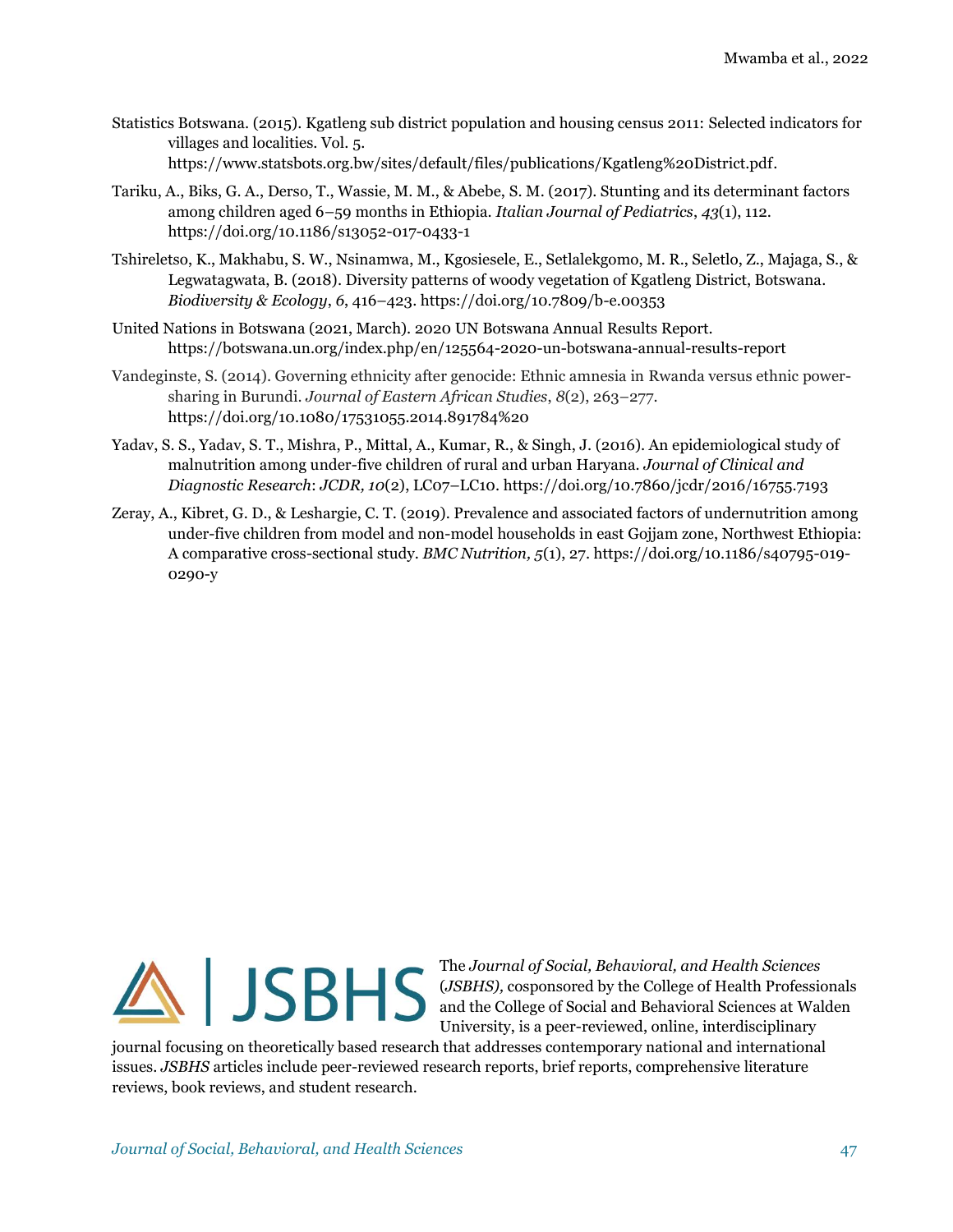Statistics Botswana. (2015). Kgatleng sub district population and housing census 2011: Selected indicators for villages and localities. Vol. 5. https://www.statsbots.org.bw/sites/default/files/publications/Kgatleng%20District.pdf.

Tariku, A., Biks, G. A., Derso, T., Wassie, M. M., & Abebe, S. M. (2017). Stunting and its determinant factors among children aged 6–59 months in Ethiopia. *Italian Journal of Pediatrics*, *43*(1), 112. https://doi.org/10.1186/s13052-017-0433-1

Tshireletso, K., Makhabu, S. W., Nsinamwa, M., Kgosiesele, E., Setlalekgomo, M. R., Seletlo, Z., Majaga, S., & Legwatagwata, B. (2018). Diversity patterns of woody vegetation of Kgatleng District, Botswana. *Biodiversity & Ecology*, *6*, 416–423. https://doi.org/10.7809/b-e.00353

United Nations in Botswana (2021, March). 2020 UN Botswana Annual Results Report. https://botswana.un.org/index.php/en/125564-2020-un-botswana-annual-results-report

Vandeginste, S. (2014). Governing ethnicity after genocide: Ethnic amnesia in Rwanda versus ethnic power-sharing in Burundi. *Journal of Eastern African Studies*, *8*(2), 263–277. https://doi.org/10.1080/17531055.2014.891784%20

Yadav, S. S., Yadav, S. T., Mishra, P., Mittal, A., Kumar, R., & Singh, J. (2016). An epidemiological study of malnutrition among under-five children of rural and urban Haryana. *Journal of Clinical and Diagnostic Research*: *JCDR, 10*(2), LC07–LC10. https://doi.org/10.7860/jcdr/2016/16755.7193

Zeray, A., Kibret, G. D., & Leshargie, C. T. (2019). Prevalence and associated factors of undernutrition among under-five children from model and non-model households in east Gojjam zone, Northwest Ethiopia: A comparative cross-sectional study. *BMC Nutrition, 5*(1), 27. https://doi.org/10.1186/s40795-019-0290-y

JSBHS

The *Journal of Social, Behavioral, and Health Sciences* (*JSBHS),* cosponsored by the College of Health Professionals and the College of Social and Behavioral Sciences at Walden University, is a peer-reviewed, online, interdisciplinary journal focusing on theoretically based research that addresses contemporary national and international issues. *JSBHS* articles include peer-reviewed research reports, brief reports, comprehensive literature reviews, book reviews, and student research.